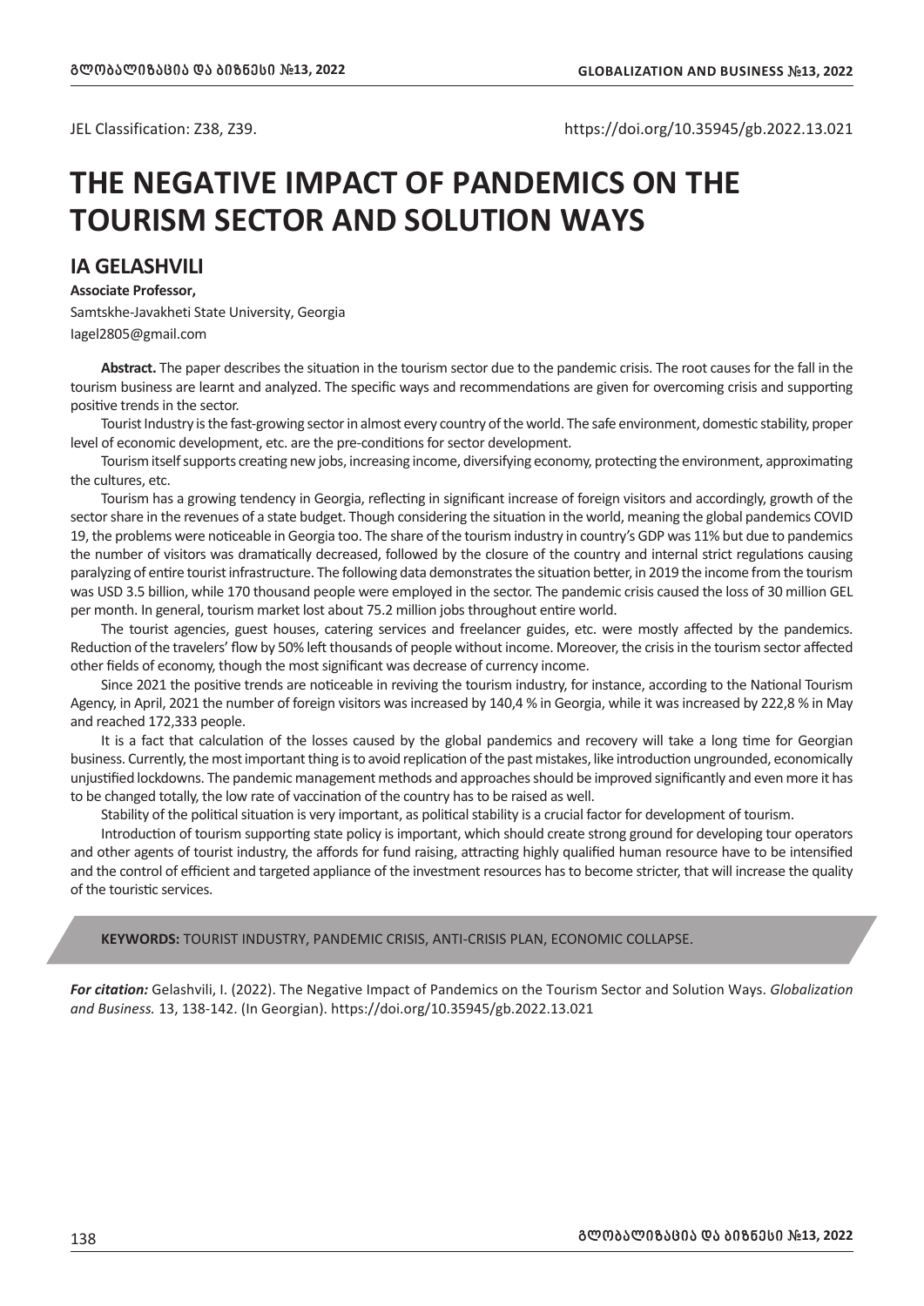JEL Classification: Z38, Z39. https://doi.org/10.35945/gb.2022.13.021

# THE NEGATIVE IMPACT OF PANDEMICS ON THE TOURISM SECTOR AND SOLUTION WAYS

## IA GELASHVILI

**Associate Professor,**

Samtskhe-Javakheti State University, Georgia

Iagel2805@gmail.com

**Abstract.** The paper describes the situation in the tourism sector due to the pandemic crisis. The root causes for the fall in the tourism business are learnt and analyzed. The specific ways and recommendations are given for overcoming crisis and supporting positive trends in the sector.

Tourist Industry is the fast-growing sector in almost every country of the world. The safe environment, domestic stability, proper level of economic development, etc. are the pre-conditions for sector development.

Tourism itself supports creating new jobs, increasing income, diversifying economy, protecting the environment, approximating the cultures, etc.

Tourism has a growing tendency in Georgia, reflecting in significant increase of foreign visitors and accordingly, growth of the sector share in the revenues of a state budget. Though considering the situation in the world, meaning the global pandemics COVID 19, the problems were noticeable in Georgia too. The share of the tourism industry in country's GDP was 11% but due to pandemics the number of visitors was dramatically decreased, followed by the closure of the country and internal strict regulations causing paralyzing of entire tourist infrastructure. The following data demonstrates the situation better, in 2019 the income from the tourism was USD 3.5 billion, while 170 thousand people were employed in the sector. The pandemic crisis caused the loss of 30 million GEL per month. In general, tourism market lost about 75.2 million jobs throughout entire world.

The tourist agencies, guest houses, catering services and freelancer guides, etc. were mostly affected by the pandemics. Reduction of the travelers' flow by 50% left thousands of people without income. Moreover, the crisis in the tourism sector affected other fields of economy, though the most significant was decrease of currency income.

Since 2021 the positive trends are noticeable in reviving the tourism industry, for instance, according to the National Tourism Agency, in April, 2021 the number of foreign visitors was increased by 140,4 % in Georgia, while it was increased by 222,8 % in May and reached 172,333 people.

It is a fact that calculation of the losses caused by the global pandemics and recovery will take a long time for Georgian business. Currently, the most important thing is to avoid replication of the past mistakes, like introduction ungrounded, economically unjustified lockdowns. The pandemic management methods and approaches should be improved significantly and even more it has to be changed totally, the low rate of vaccination of the country has to be raised as well.

Stability of the political situation is very important, as political stability is a crucial factor for development of tourism.

Introduction of tourism supporting state policy is important, which should create strong ground for developing tour operators and other agents of tourist industry, the affords for fund raising, attracting highly qualified human resource have to be intensified and the control of efficient and targeted appliance of the investment resources has to become stricter, that will increase the quality of the touristic services.

**KEYWORDS:** TOURIST INDUSTRY, PANDEMIC CRISIS, ANTI-CRISIS PLAN, ECONOMIC COLLAPSE.

***For citation:*** Gelashvili, I. (2022). The Negative Impact of Pandemics on the Tourism Sector and Solution Ways. *Globalization and Business.* 13, 138-142. (In Georgian). https://doi.org/10.35945/gb.2022.13.021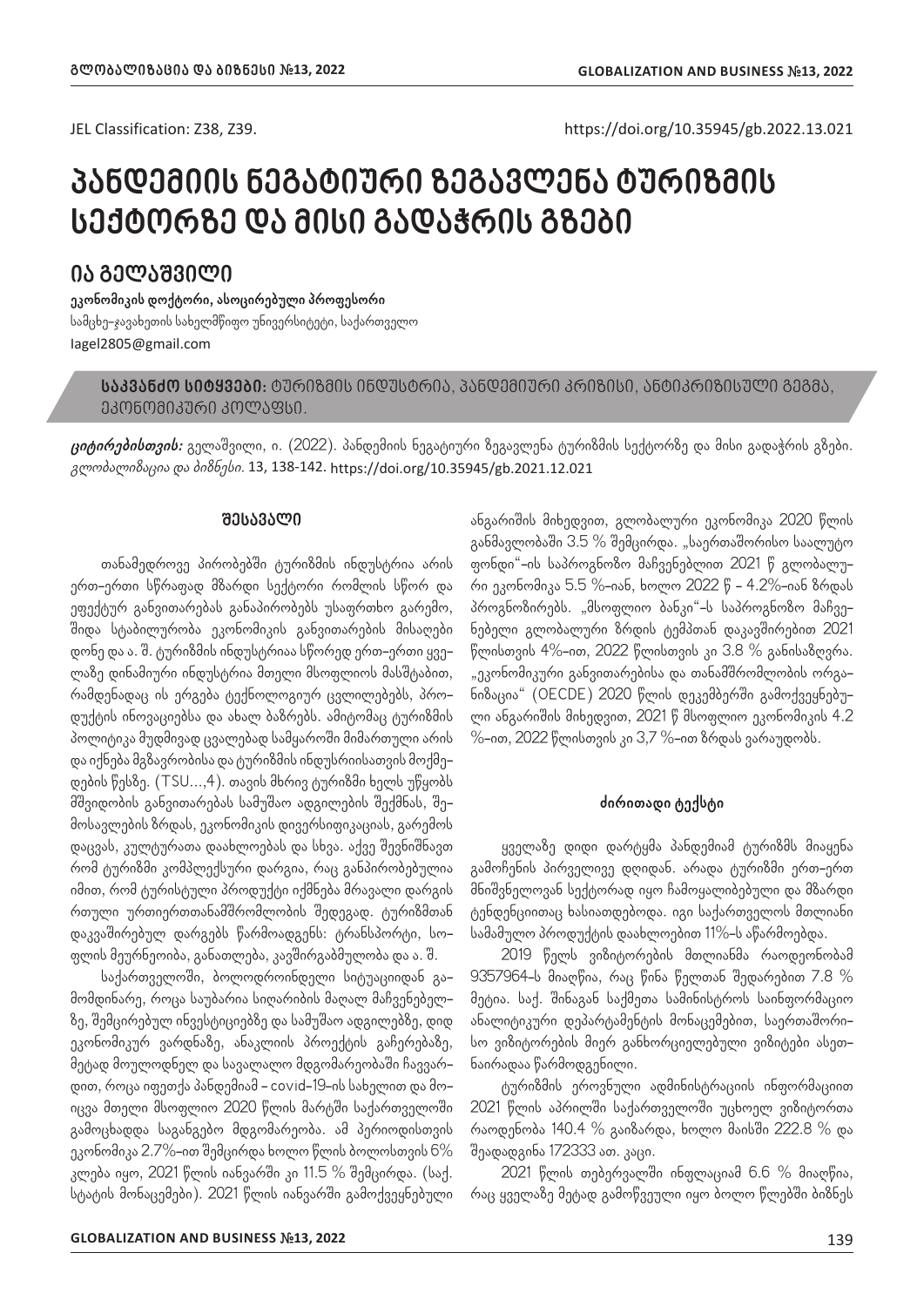JEL Classification: Z38, Z39. https://doi.org/10.35945/gb.2022.13.021

# პანდემიის ნეგატიური ზეგავლენა ტურიზმის სექტორზე და მისი გადაჭრის გზები

## ია გელაშვილი

**ეკონომიკის დოქტორი, ასოცირებული პროფესორი**
სამცხე-ჯავახეთის სახელმწიფო უნივერსიტეტი, საქართველო
Iagel2805@gmail.com

**საკვანძო სიტყვები:** ტურიზმის ინდუსტრია, პანდემიური კრიზისი, ანტიკრიზისული გეგმა, ეკონომიკური კოლაფსი.

***ციტირებისთვის:*** გელაშვილი, ი. (2022). პანდემიის ნეგატიური ზეგავლენა ტურიზმის სექტორზე და მისი გადაჭრის გზები. *გლობალიზაცია და ბიზნესი.* 13, 138-142. https://doi.org/10.35945/gb.2021.12.021

### შესავალი

თანამედროვე პირობებში ტურიზმის ინდუსტრია არის ერთ-ერთი სწრაფად მზარდი სექტორი რომლის სწორ და ეფექტურ განვითარებას განაპირობებს უსაფრთხო გარემო, შიდა სტაბილურობა ეკონომიკის განვითარების მისაღები დონე და ა. შ. ტურიზმის ინდუსტრიაა სწორედ ერთ-ერთი ყველაზე დინამიური ინდუსტრია მთელი მსოფლიოს მასშტაბით, რამდენადაც ის ერგება ტექნოლოგიურ ცვლილებებს, პროდუქტის ინოვაციებსა და ახალ ბაზრებს. ამიტომაც ტურიზმის პოლიტიკა მუდმივად ცვალებად სამყაროში მიმართული არის და იქნება მგზავრობისა და ტურიზმის ინდუსრიისათვის მოქმედების წესზე. (TSU...,4). თავის მხრივ ტურიზმი ხელს უწყობს მშვიდობის განვითარებას სამუშაო ადგილების შექმნას, შემოსავლების ზრდას, ეკონომიკის დივერსიფიკაციას, გარემოს დაცვას, კულტურათა დაახლოებას და სხვა. აქვე შევნიშნავთ რომ ტურიზმი კომპლექსური დარგია, რაც განპირობებულია იმით, რომ ტურისტული პროდუქტი იქმნება მრავალი დარგის რთული ურთიერთთანამშრომლობის შედეგად. ტურიზმთან დაკავშირებულ დარგებს წარმოადგენს: ტრანსპორტი, სოფლის მეურნეობა, განათლება, კავშირგაბმულობა და ა. შ.

საქართველოში, ბოლოდროინდელი სიტუაციიდან გამომდინარე, როცა საუბარია სიღარიბის მაღალ მაჩვენებელზე, შემცირებულ ინვესტიციებზე და სამუშაო ადგილებზე, დიდ ეკონომიკურ ვარდნაზე, ანაკლიის პროექტის გაჩერებაზე, მეტად მოულოდნელ და სავალალო მდგომარეობაში ჩავვარდით, როცა იფეთქა პანდემიამ – covid-19-ის სახელით და მოიცვა მთელი მსოფლიო 2020 წლის მარტში საქართველოში გამოცხადდა საგანგებო მდგომარეობა. ამ პერიოდისთვის ეკონომიკა 2.7%-ით შემცირდა ხოლო წლის ბოლოსთვის 6% კლება იყო, 2021 წლის იანვარში კი 11.5 % შემცირდა. (საქ. სტატის მონაცემები). 2021 წლის იანვარში გამოქვეყნებული ანგარიშის მიხედვით, გლობალური ეკონომიკა 2020 წლის განმავლობაში 3.5 % შემცირდა. „საერთაშორისო სავალუტო ფონდი"-ის საპროგნოზო მაჩვენებლით 2021 წ გლობალური ეკონომიკა 5.5 %-იან, ხოლო 2022 წ – 4.2%-იან ზრდას პროგნოზირებს. „მსოფლიო ბანკი"-ს საპროგნოზო მაჩვენებელი გლობალური ზრდის ტემპთან დაკავშირებით 2021 წლისთვის 4%-ით, 2022 წლისთვის კი 3.8 % განისაზღვრა. „ეკონომიკური განვითარებისა და თანამშრომლობის ორგანიზაცია" (OECDE) 2020 წლის დეკემბერში გამოქვეყნებული ანგარიშის მიხედვით, 2021 წ მსოფლიო ეკონომიკის 4.2 %-ით, 2022 წლისთვის კი 3,7 %-ით ზრდას ვარაუდობს.

### ძირითადი ტექსტი

ყველაზე დიდი დარტყმა პანდემიამ ტურიზმს მიაყენა გამოჩენის პირველივე დღიდან. არადა ტურიზმი ერთ-ერთ მნიშვნელოვან სექტორად იყო ჩამოყალიბებული და მზარდი ტენდენციითაც ხასიათდებოდა. იგი საქართველოს მთლიანი სამამულო პროდუქტის დაახლოებით 11%-ს აწარმოებდა.

2019 წელს ვიზიტორების მთლიანმა რაოდენობამ 9357964-ს მიაღწია, რაც წინა წელთან შედარებით 7.8 % მეტია. საქ. შინაგან საქმეთა სამინისტროს საინფორმაციო ანალიტიკური დეპარტამენტის მონაცემებით, საერთაშორისო ვიზიტორების მიერ განხორციელებული ვიზიტები ასეთნაირადაა წარმოდგენილი.

ტურიზმის ეროვნული ადმინისტრაციის ინფორმაციით 2021 წლის აპრილში საქართველოში უცხოელ ვიზიტორთა რაოდენობა 140.4 % გაიზარდა, ხოლო მაისში 222.8 % და შეადადგინა 172333 ათ. კაცი.

2021 წლის თებერვალში ინფლაციამ 6.6 % მიაღწია, რაც ყველაზე მეტად გამოწვეული იყო ბოლო წლებში ბიზნეს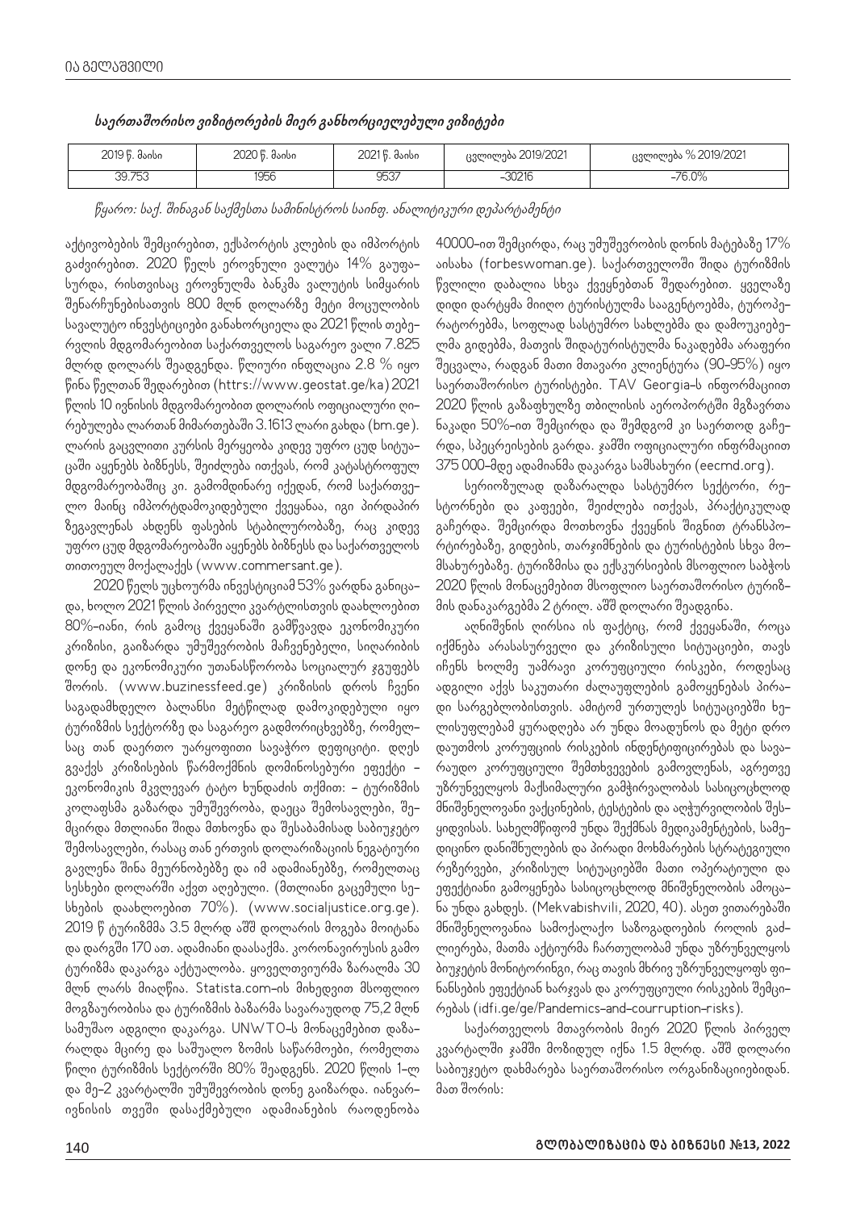*საერთაშორისო ვიზიტორების მიერ განხორციელებული ვიზიტები*

| 2019 წ. მაისი | 2020 წ. მაისი | 2021 წ. მაისი | ცვლილება 2019/2021 | ცვლილება % 2019/2021 |
|---|---|---|---|---|
| 39.753 | 1956 | 9537 | –30216 | –76.0% |

*წყარო: საქ. შინაგან საქმეთა სამინისტროს საინფ. ანალიტიკური დეპარტამენტი*

აქტივობების შემცირებით, ექსპორტის კლების და იმპორტის გაძვირებით. 2020 წელს ეროვნული ვალუტა 14% გაუფასურდა, რისთვისაც ეროვნულმა ბანკმა ვალუტის სიმყარის შენარჩუნებისათვის 800 მლნ დოლარზე მეტი მოცულობის სავალუტო ინვესტიციები განახორციელა და 2021 წლის თებერვლის მდგომარეობით საქართველოს საგარეო ვალი 7.825 მლრდ დოლარს შეადგენდა. წლიური ინფლაცია 2.8 % იყო წინა წელთან შედარებით (https://www.geostat.ge/ka) 2021 წლის 10 ივნისის მდგომარეობით დოლარის ოფიციალური ღირებულება ლართან მიმართებაში 3.1613 ლარი გახდა (bm.ge). ლარის გაცვლითი კურსის მერყეობა კიდევ უფრო ცუდ სიტუაციაში აყენებს ბიზნესს, შეიძლება ითქვას, რომ კატასტროფულ მდგომარეობაშიც კი. გამომდინარე იქედან, რომ საქართველო მაინც იმპორტდამოკიდებული ქვეყანაა, იგი პირდაპირ ზეგავლენას ახდენს ფასების სტაბილურობაზე, რაც კიდევ უფრო ცუდ მდგომარეობაში აყენებს ბიზნესს და საქართველოს თითოეულ მოქალაქეს (www.commersant.ge).

2020 წელს უცხოურმა ინვესტიციამ 53% ვარდნა განიცადა, ხოლო 2021 წლის პირველი კვარტლისთვის დაახლოებით 80%-იანი, რის გამოც ქვეყანაში გამწვავდა ეკონომიკური კრიზისი, გაიზარდა უმუშევრობის მაჩვენებელი, სიღარიბის დონე და ეკონომიკური უთანასწორობა სოციალურ ჯგუფებს შორის. (www.buzinessfeed.ge) კრიზისის დროს ჩვენი საგადამხდელო ბალანსი მეტწილად დამოკიდებული იყო ტურიზმის სექტორზე და საგარეო გადმორიცხვებზე, რომელსაც თან დაერთო უარყოფითი სავაჭრო დეფიციტი. დღეს გვაქვს კრიზისების წარმოქმნის დომინოსებური ეფექტი – ეკონომიკის მკვლევარ ტატო ხუნდაძის თქმით: – ტურიზმის კოლაფსმა გაზარდა უმუშევრობა, დაეცა შემოსავლები, შემცირდა მთლიანი შიდა მოხოვნა და შესაბამისად საბიუჯეტო შემოსავლები, რასაც თან ერთვის დოლარიზაციის ნეგატიური გავლენა შინა მეურნობებზე და იმ ადამიანებზე, რომელთაც სესხები დოლარში აქვთ აღებული. (მთლიანი გაცემული სესხების დაახლოებით 70%). (www.socialjustice.org.ge). 2019 წ ტურიზმმა 3.5 მლრდ აშშ დოლარის მოგება მოიტანა და დარგში 170 ათ. ადამიანი დაასაქმა. კორონავირუსის გამო ტურიზმა დაკარგა აქტუალობა. ყოველთვიურმა ზარალმა 30 მლნ ლარს მიაღწია. Statista.com-ის მიხედვით მსოფლიო მოგზაურობისა და ტურიზმის ბაზარმა სავარაუდოდ 75,2 მლნ სამუშაო ადგილი დაკარგა. UNWTO-ს მონაცემებით დაზარალდა მცირე და საშუალო ზომის საწარმოები, რომელთა წილი ტურიზმის სექტორში 80% შეადგენს. 2020 წლის 1-ლ და მე-2 კვარტალში უმუშევრობის დონე გაიზარდა. იანვარ-ივნისის თვეში დასაქმებული ადამიანების რაოდენობა 40000-ით შემცირდა, რაც უმუშევრობის დონის მატებაზე 17% აისახა (forbeswoman.ge). საქართველოში შიდა ტურიზმის წვლილი დაბალია სხვა ქვეყნებთან შედარებით. ყველაზე დიდი დარტყმა მიიღო ტურისტულმა სააგენტოებმა, ტუროპერატორებმა, სოფლად სასტუმრო სახლებმა და დამოუკიებელმა გიდებმა, მათვის შიდატურისტულმა ნაკადებმა არაფერი შეცვალა, რადგან მათი მთავარი კლიენტურა (90–95%) იყო საერთაშორისო ტურისტები. TAV Georgia-ს ინფორმაციით 2020 წლის გაზაფხულზე თბილისის აეროპორტში მგზავრთა ნაკადი 50%-ით შემცირდა და შემდგომ კი საერთოდ გაჩერდა, სპეცრეისების გარდა. ჯამში ოფიციალური ინფრმაციით 375 000-მდე ადამიანმა დაკარგა სამსახური (eecmd.org).

სერიოზულად დაზარალდა სასტუმრო სექტორი, რესტორნები და კაფეები, შეიძლება ითქვას, პრაქტიკულად გაჩერდა. შემცირდა მოთხოვნა ქვეყნის შიგნით ტრანსპორტირებაზე, გიდების, თარჯიმნების და ტურისტების სხვა მომსახურებაზე. ტურიზმისა და ექსკურსიების მსოფლიო საბჭოს 2020 წლის მონაცემებით მსოფლიო საერთაშორისო ტურიზმის დანაკარგებმა 2 ტრილ. აშშ დოლარი შეადგინა.

აღნიშვნის ღირსია ის ფაქტიც, რომ ქვეყანაში, როცა იქმნება არასასურველი და კრიზისული სიტუაციები, თავს იჩენს ხოლმე უამრავი კორუფციული რისკები, როდესაც ადგილი აქვს საკუთარი ძალაუფლების გამოყენებას პირადი სარგებლობისთვის. ამიტომ ურთულეს სიტუაციებში ხელისუფლებამ ყურადღება არ უნდა მოადუნოს და მეტი დრო დაუთმოს კორუფციის რისკების ინდენტიფიცირებას და სავარაუდო კორუფციული შემთხვევების გამოვლენას, აგრეთვე უზრუნველყოს მაქსიმალური გამჭირვალობას სასიცოცხლოდ მნიშვნელოვანი ვაქცინების, ტესტების და აღჭურვილობის შესყიდვისას. სახელმწიფომ უნდა შექმნას მედიკამენტების, სამედიცინო დანიშნულების და პირადი მოხმარების სტრატეგიული რეზერვები, კრიზისულ სიტუაციებში მათი ოპერატიული და ეფექტიანი გამოყენება სასიცოცხლოდ მნიშვნელოვნის ამოცანა უნდა გახდეს. (Mekvabishvili, 2020, 40). ასეთ ვითარებაში მნიშვნელოვანია სამოქალაქო საზოგადოების როლის გაძლიერება, მათმა აქტიურმა ჩართულობამ უნდა უზრუნველყოს ბიუჯეტის მონიტორინგი, რაც თავის მხრივ უზრუნველყოფს ფინანსების ეფექტიან ხარჯვას და კორუფციული რისკების შემცირებას (idfi.ge/ge/Pandemics-and-courruption-risks).

საქართველოს მთავრობის მიერ 2020 წლის პირველ კვარტალში ჯამში მოზიდულ იქნა 1.5 მლრდ. აშშ დოლარი საბიუჯეტო დახმარება საერთაშორისო ორგანიზაციებიდან. მათ შორის: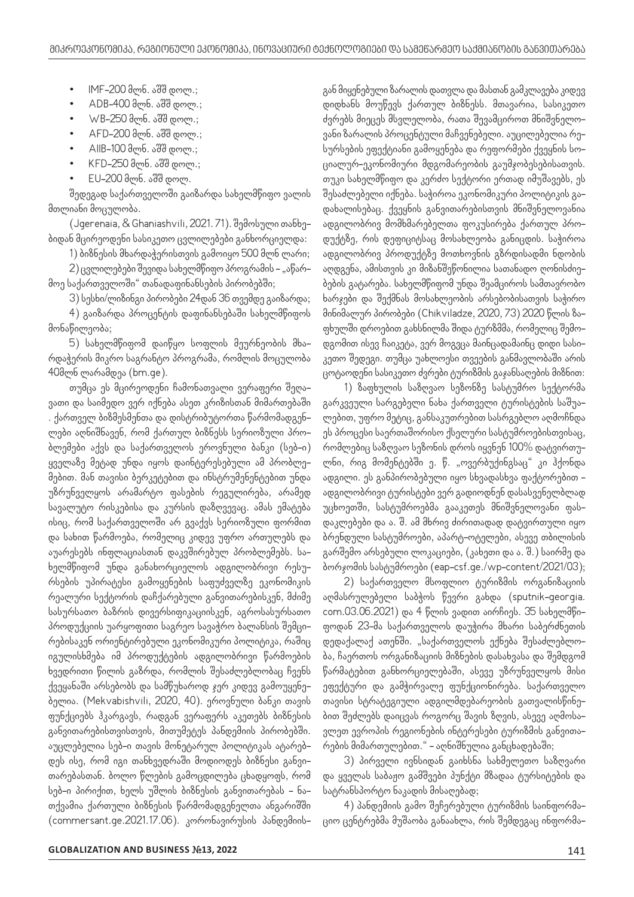- IMF-200 მლნ. აშშ დოლ.;
- ADB-400 მლნ. აშშ დოლ.;
- WB-250 მლნ. აშშ დოლ.;
- AFD-200 მლნ. აშშ დოლ.;
- AIIB-100 მლნ. აშშ დოლ.;
- KFD-250 მლნ. აშშ დოლ.;
- EU-200 მლნ. აშშ დოლ.

შედეგად საქართველოში გაიზარდა სახელმწიფო ვალის მთლიანი მოცულობა.

(Jgerenaia, & Ghaniashvili, 2021. 71). შემოსული თანხებიდან მცირეოდენი სასიკეთო ცვლილებები განხორციელდა:

1) ბიზნესის მხარდაჭერისთვის გამოიყო 500 მლნ ლარი;

2) ცვლილებები შევიდა სახელმწიფო პროგრამის - „აწარმოე საქართველოში" თანადაფინანსების პირობებში;

3) სესხი/ლიზინგი პირობები 24-დან 36 თვემდე გაიზარდა;

4) გაიზარდა პროცენტის დაფინანსებაში სახელმწიფოს მონაწილეობა;

5) სახელმწიფომ დაიწყო სოფლის მეურნეობის მხარდაჭერის მიკრო საგრანტო პროგრამა, რომლის მოცულობა 40მლნ ლარამდეა (bm.ge).

თუმცა ეს მცირეოდენი ჩამონათვალი ვერაფერი შეღავათი და საიმედო ვერ იქნება ასეთ კრიზისთან მიმართებაში . ქართველ ბიზმესმენთა და დისტრიბუტორთა წარმომადგენლები აღნიშნავენ, რომ ქართულ ბიზნესს სერიოზული პრობლემები აქვს და საქართველოს ეროვნული ბანკი (სებ-ი) ყველაზე მეტად უნდა იყოს დაინტერესებული ამ პრობლემებით. მან თავისი ბერკეტებით და ინსტრუმენტებით უნდა უზრუნველყოს არამარტო ფასების რეგულირება, არამედ სავალუტო რისკებისა და კურსის დაზღვევაც. ამას ემატება ისიც, რომ საქართველოში არ გვაქვს სერიოზული ფორმით და სახით წარმოება, რომელიც კიდევ უფრო ართულებს და აუარესებს ინფლაციასთან დაკვშირებულ პრობლემებს. სახელმწიფომ უნდა განახორციელოს ადგილობრივი რესურსების უპირატესი გამოყენების საფუძველზე ეკონომიკის რეალური სექტორის დაჩქარებული განვითარებისკენ, ძირძე სასურსათო ბაზრის დივერსიფიკაციისკენ, აგროსასურსათო პროდუქციის უარყოფითი საგრეო სავაჭრო ბალანსის შემცირებისაკენ ორიენტირებული ეკონომიკური პოლიტიკა, რაშიც იგულისხმება იმ პროდუქტების ადგილობრივი წარმოების ხვედრითი წილის გაზრდა, რომლის შესაძლებლობაც ჩვენს ქვეყანაში არსებობს და სამწუხაროდ ჯერ კიდევ გამოუყენებელია. (Mekvabishvili, 2020, 40). ეროვნული ბანკი თავის ფუნქციებს ჰკარგავს, რადგან ვერაფერს აკეთებს ბიზნესის განვითარებისთვისთვის, მითუმეტეს პანდემიის პირობებში. აუცილებელია სებ-ი თავის მონეტარულ პოლიტიკას ატარებდეს ისე, რომ იგი თანხვედრაში მოდიოდეს ბიზნესი განვითარებასთან. ბოლო წლების გამოცდილება ცხადყოფს, რომ სებ-ი პირიქით, ხელს უშლის ბიზნესის განვითარებას - ნათქვამია ქართული ბიზნესის წარმომადგენელთა ანგარიშში (commersant.ge.2021.17.06). კორონავირუსის პანდემიისგან მიყენებული ზარალის დათვლა და მასთან გამკლავება კიდევ დიდხანს მოუწევს ქართულ ბიზნესს. მთავარია, სასიკეთო ძვრებს მიეცეს მსვლელობა, რათა შევამციროთ მნიშვნელოვანი ზარალის პროცენტული მაჩვენებელი. აუცილებელია რესურსების ეფექტიანი გამოყენება და რეფორმები ქვეყნის სოციალურ-ეკონომიური მდგომარეობის გაუმჯობესებისათვის. თუკი სახელმწიფო და კერძო სექტორი ერთად იმუშავებს, ეს შესაძლებელი იქნება. საჭიროა ეკონომიკური პოლიტიკის გადახალისებაც. ქვეყნის განვითარებისთვის მნიშვნელოვანია ადგილობრივ მომხმარებელთა ფოკუსირება ქართულ პროდუქტზე, რის დეფიციტსაც მოსახლეობა განიცდის. საჭიროა ადგილობრივ პროდუქტზე მოთხოვნის გზრდისადმი ნდობის აღდგენა, ამისთვის კი მიზანშეწონილია სათანადო ღონისძიებების გატარება. სახელმწიფომ უნდა შეამციროს სამთავრობო ხარჯები და შექმნას მოსახლეობის არსებობისათვის საჭირო მინიმალურ პირობები (Chikviladze, 2020, 73) 2020 წლის ზაფხულში დროებით გახსნილმა შიდა ტურზმმა, რომელიც შემოდგომით ისევ ჩაიკეტა, ვერ მოგვცა მაინცადამაინც დიდი სასიკეთო შედეგი. თუმცა უახლოესი თვეების განმავლობაში არის ცოტაოდენი სასიკეთო ძვრები ტურიზმის გაჯანსაღების მიზნით:

1) ზაფხულის საზღვაო სეზონზე სასტუმრო სექტორმა გარკვეული სარგებელი ნახა ქართველი ტურისტების საშუალებით, უფრო მეტიც, განსაკუთრებით სასრგებლო აღმოჩნდა ეს პროცესი საერთაშორისო ქსელური სასტუმროებისთვისაც, რომლებიც საზღვაო სეზონის დროს იყვნენ 100% დატვირთულნი, რიგ მომენტებში ე. წ. „ოვერბუქინგსაც" კი ჰქონდა ადგილი. ეს განპირობებული იყო სხვადასხვა ფაქტორებით - ადგილობრივი ტურისტები ვერ გადიოდნენ დასასვენებლად უცხოეთში, სასტუმროებმა გააკეთეს მნიშვნელოვანი ფასდაკლებები და ა. შ. ამ მხრივ ძირითადად დატვირთული იყო ბრენდული სასტუმროები, აპარტ-ოტელები, ასევე თბილისის გარშემო არსებული ლოკაციები, (კახეთი და ა. შ.) საირმე და ბორჯომის სასტუმროები (eap-csf.ge./wp-content/2021/03);

2) საქართველო მსოფლიო ტურიზმის ორგანიზაციის აღმასრულებელი საბჭოს წევრი გახდა (sputnik-georgia. com.03.06.2021) და 4 წლის ვადით აირჩიეს. 35 სახელმწიფოდან 23-მა საქართველოს დაუჭირა მხარი საბერძნეთის დედაქალაქ ათენში. „საქართველოს ექნება შესაძლებლობა, ჩაერთოს ორგანიზაციის მიზნების დასახვასა და შემდგომ წარმატებით განხორციელებაში, ასევე უზრუნველყოს მისი ეფექტური და გამჭირვალე ფუნქციონირება. საქართველო თავისი სტრატეგიული ადგილმდებარეობის გათვალისწინებით შეძლებს დაიცვას როგორც შავის ზღვის, ასევე აღმოსავლეთ ევროპის რეგიონების ინტერესები ტურიზმის განვითარების მიმართულებით." - აღნიშნულია განცხადებაში;

3) პირველი ივნისიდან გაიხსნა სახმელეთო საზღვარი და ყველას საბაჟო გამშვები პუნქტი მზადაა ტურისტების და სატრანსპორტო ნაკადის მისაღებად;

4) პანდემიის გამო შეჩერებული ტურიზმის საინფორმაციო ცენტრებმა მუშაობა განაახლა, რის შემდეგაც ინფორმა-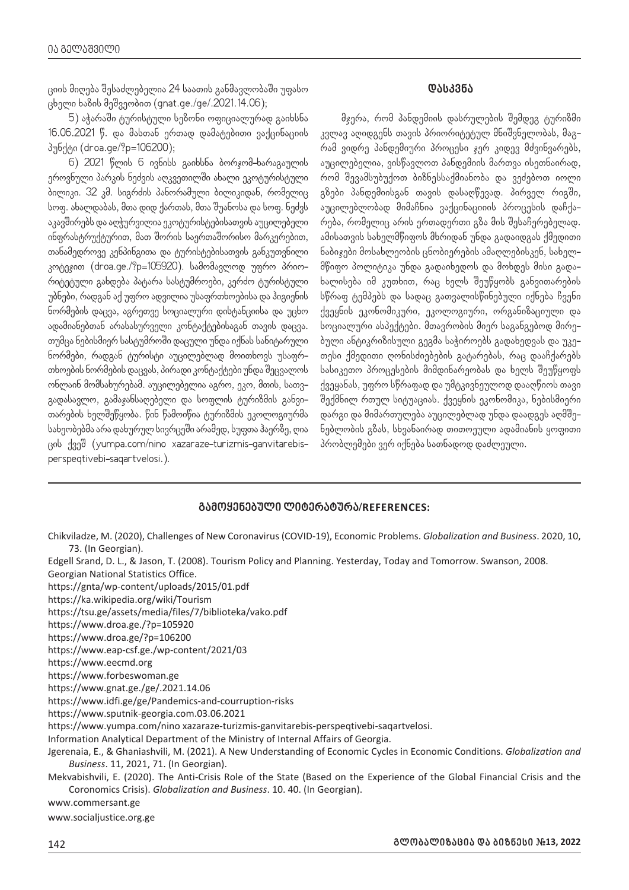ციის მიღება შესაძლებელია 24 საათის განმავლობაში უფასო ცხელი ხაზის მეშვეობით (gnat.ge./ge/.2021.14.06);

5) აჭარაში ტურისტული სეზონი ოფიციალურად გაიხსნა 16.06.2021 წ. და მასთან ერთად დამატებითი ვაქცინაციის პუნქტი (droa.ge/?p=106200);

6) 2021 წლის 6 ივნისს გაიხსნა ბორჯომ-ხარაგაულის ეროვნული პარკის ნეძვის აღკვეთილში ახალი ეკოტურისტული ბილიკი. 32 კმ. სიგრძის პანორამული ბილიკიდან, რომელიც სოფ. ახალდაბას, მთა დიდ ქართას, მთა შუანოსა და სოფ. ნეძვს აკავშირებს და აღჭურვილია ეკოტურისტებისათვის აუცილებელი ინფრასტრუქტურით, მათ შორის საერთაშორისო მარკერებით, თანამედროვე კემპინგითა და ტურისტებისათვის განკუთვნილი კოტეჯით (droa.ge./?p=105920). სამომავლოდ უფრო პრიორიტეტული გახდება პატარა სასტუმროები, კერძო ტურისტული უბნები, რადგან აქ უფრო ადვილია უსაფრთხოებისა და ჰიგიენის ნორმების დაცვა, აგრეთვე სოციალური დისტანციისა და უცხო ადამიანებთან არასასურველი კონტაქტებისაგან თავის დაცვა. თუმცა ნებისმიერ სასტუმროში დაცული უნდა იქნას სანიტარული ნორმები, რადგან ტურისტი აუცილებლად მოითხოვს უსაფრთხოების ნორმების დაცვას, პირადი კონტაქტები უნდა შეცვალოს ონლაინ მომსახურებამ. აუცილებელია აგრო, ეკო, მთის, სათავგადასავლო, გამაჯანსაღებელი და სოფლის ტურიზმის განვითარების ხელშეწყობა. წინ წამოწევა ტურიზმის ეკოლოგიურმა სახეობებმა არა დახურულ სივრცეში არამედ, სუფთა ჰაერზე, ღია ცის ქვეშ (yumpa.com/nino xazaraze-turizmis-ganvitarebis-perspeqtivebi-saqartvelosi.).

## დასკვნა

მჯერა, რომ პანდემიის დასრულების შემდეგ ტურიზმი კვლავ აღიდგენს თავის პრიორიტეტულ მნიშვნელობას, მაგრამ ვიდრე პანდემიური პროცესი ჯერ კიდევ მძვინვარებს, აუცილებელია, ვისწავლოთ პანდემიის მართვა ისეთნაირად, რომ შევამსუბუქოთ ბიზნესსაქმიანობა და ვეძებოთ იოლი გზები პანდემიისგან თავის დასაღწევად. პირველ რიგში, აუცილებლობად მიმაჩნია ვაქცინაციის პროცესის დაჩქარება, რომელიც არის ერთადერთი გზა მის შესაჩერებელად. ამისათვის სახელმწიფოს მხრიდან უნდა გადაიდგას ქმედითი ნაბიჯები მოსახლეობის ცნობიერების ამაღლებისკენ, სახელმწიფო პოლიტიკა უნდა გადაიხედოს და მოხდეს მისი გადახალისება იმ კუთხით, რაც ხელს შეუწყობს განვითარების სწრაფ ტემპებს და სადაც გათვალისწინებული იქნება ჩვენი ქვეყნის ეკონომიკური, ეკოლოგიური, ორგანიზაციული და სოციალური ასპექტები. მთავრობის მიერ საგანგებოდ მირებული ანტიკრიზისული გეგმა საჭიროებს გადახედვას და უკეთესი ქმედითი ღონისძიებების გატარებას, რაც დააჩქარებს სასიკეთო პროცესების მიმდინარეობას და ხელს შეუწყობს ქვეყანას, უფრო სწრაფად და უმტკივნეულოდ დააღწიოს თავი შექმნილ რთულ სიტუაციას. ქვეყნის ეკონომიკა, ნებისმიერი დარგი და მიმართულება აუცილებლად უნდა დაადგეს აღმშენებლობის გზას, სხვანაირად თითოეული ადამიანის ყოფითი პრობლემები ვერ იქნება სათანადოდ დაძლეული.

## გამოყენებული ლიტერატურა/REFERENCES:

Chikviladze, M. (2020), Challenges of New Coronavirus (COVID-19), Economic Problems. *Globalization and Business*. 2020, 10, 73. (In Georgian).

Edgell Srand, D. L., & Jason, T. (2008). Tourism Policy and Planning. Yesterday, Today and Tomorrow. Swanson, 2008.

Georgian National Statistics Office.

https://gnta/wp-content/uploads/2015/01.pdf

https://ka.wikipedia.org/wiki/Tourism

https://tsu.ge/assets/media/files/7/biblioteka/vako.pdf

https://www.droa.ge./?p=105920

https://www.droa.ge/?p=106200

https://www.eap-csf.ge./wp-content/2021/03

https://www.eecmd.org

https://www.forbeswoman.ge

https://www.gnat.ge./ge/.2021.14.06

https://www.idfi.ge/ge/Pandemics-and-courruption-risks

https://www.sputnik-georgia.com.03.06.2021

https://www.yumpa.com/nino xazaraze-turizmis-ganvitarebis-perspeqtivebi-saqartvelosi.

Information Analytical Department of the Ministry of Internal Affairs of Georgia.

Jgerenaia, E., & Ghaniashvili, M. (2021). A New Understanding of Economic Cycles in Economic Conditions. *Globalization and Business*. 11, 2021, 71. (In Georgian).

Mekvabishvili, E. (2020). The Anti-Crisis Role of the State (Based on the Experience of the Global Financial Crisis and the Coronomics Crisis). *Globalization and Business*. 10. 40. (In Georgian).

www.commersant.ge

www.socialjustice.org.ge